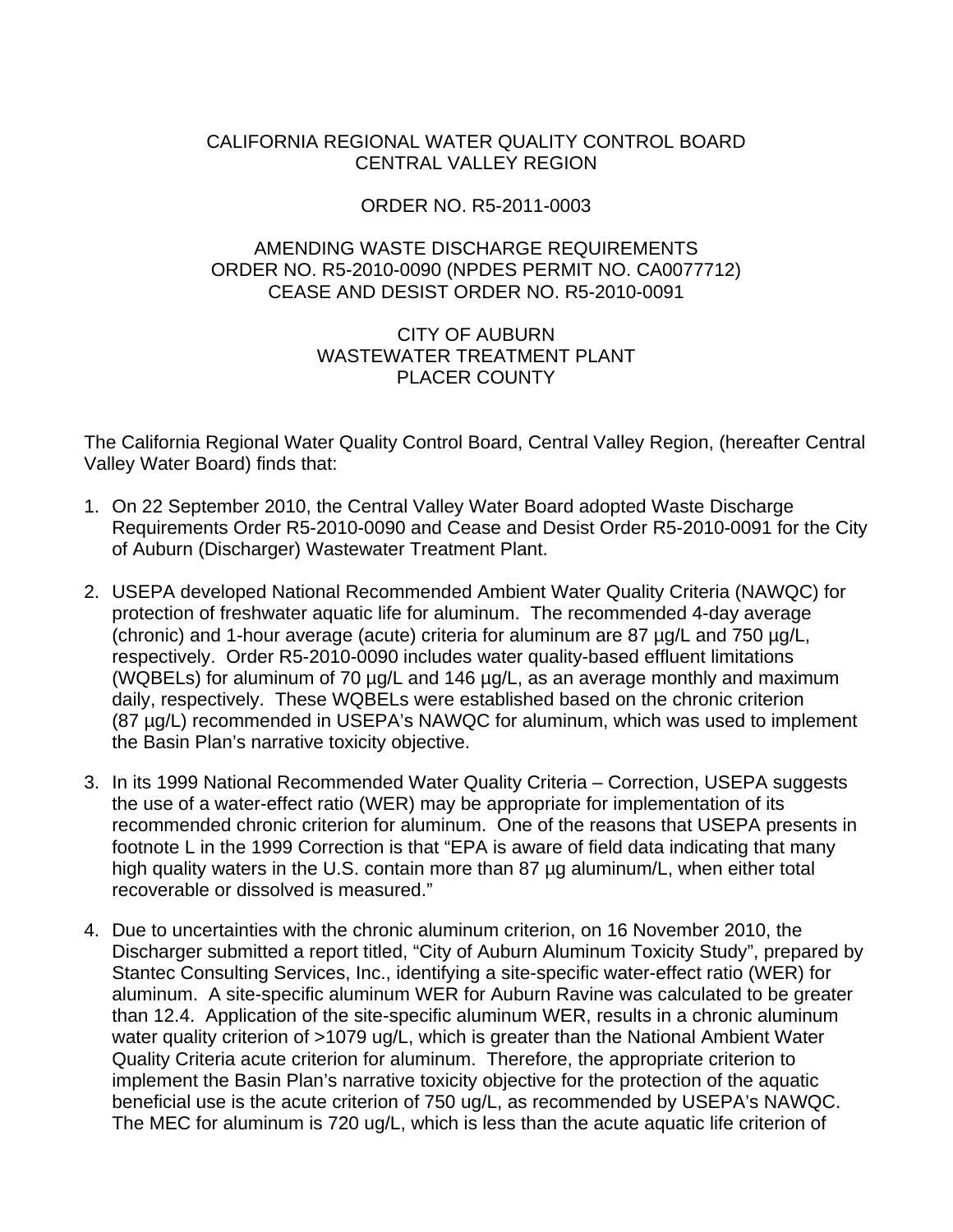CALIFORNIA REGIONAL WATER QUALITY CONTROL BOARD
CENTRAL VALLEY REGION

ORDER NO. R5-2011-0003

AMENDING WASTE DISCHARGE REQUIREMENTS
ORDER NO. R5-2010-0090 (NPDES PERMIT NO. CA0077712)
CEASE AND DESIST ORDER NO. R5-2010-0091

CITY OF AUBURN
WASTEWATER TREATMENT PLANT
PLACER COUNTY

The California Regional Water Quality Control Board, Central Valley Region, (hereafter Central Valley Water Board) finds that:

1. On 22 September 2010, the Central Valley Water Board adopted Waste Discharge Requirements Order R5-2010-0090 and Cease and Desist Order R5-2010-0091 for the City of Auburn (Discharger) Wastewater Treatment Plant.

2. USEPA developed National Recommended Ambient Water Quality Criteria (NAWQC) for protection of freshwater aquatic life for aluminum. The recommended 4-day average (chronic) and 1-hour average (acute) criteria for aluminum are 87 µg/L and 750 µg/L, respectively. Order R5-2010-0090 includes water quality-based effluent limitations (WQBELs) for aluminum of 70 µg/L and 146 µg/L, as an average monthly and maximum daily, respectively. These WQBELs were established based on the chronic criterion (87 µg/L) recommended in USEPA's NAWQC for aluminum, which was used to implement the Basin Plan's narrative toxicity objective.

3. In its 1999 National Recommended Water Quality Criteria – Correction, USEPA suggests the use of a water-effect ratio (WER) may be appropriate for implementation of its recommended chronic criterion for aluminum. One of the reasons that USEPA presents in footnote L in the 1999 Correction is that "EPA is aware of field data indicating that many high quality waters in the U.S. contain more than 87 µg aluminum/L, when either total recoverable or dissolved is measured."

4. Due to uncertainties with the chronic aluminum criterion, on 16 November 2010, the Discharger submitted a report titled, "City of Auburn Aluminum Toxicity Study", prepared by Stantec Consulting Services, Inc., identifying a site-specific water-effect ratio (WER) for aluminum. A site-specific aluminum WER for Auburn Ravine was calculated to be greater than 12.4. Application of the site-specific aluminum WER, results in a chronic aluminum water quality criterion of >1079 ug/L, which is greater than the National Ambient Water Quality Criteria acute criterion for aluminum. Therefore, the appropriate criterion to implement the Basin Plan's narrative toxicity objective for the protection of the aquatic beneficial use is the acute criterion of 750 ug/L, as recommended by USEPA's NAWQC. The MEC for aluminum is 720 ug/L, which is less than the acute aquatic life criterion of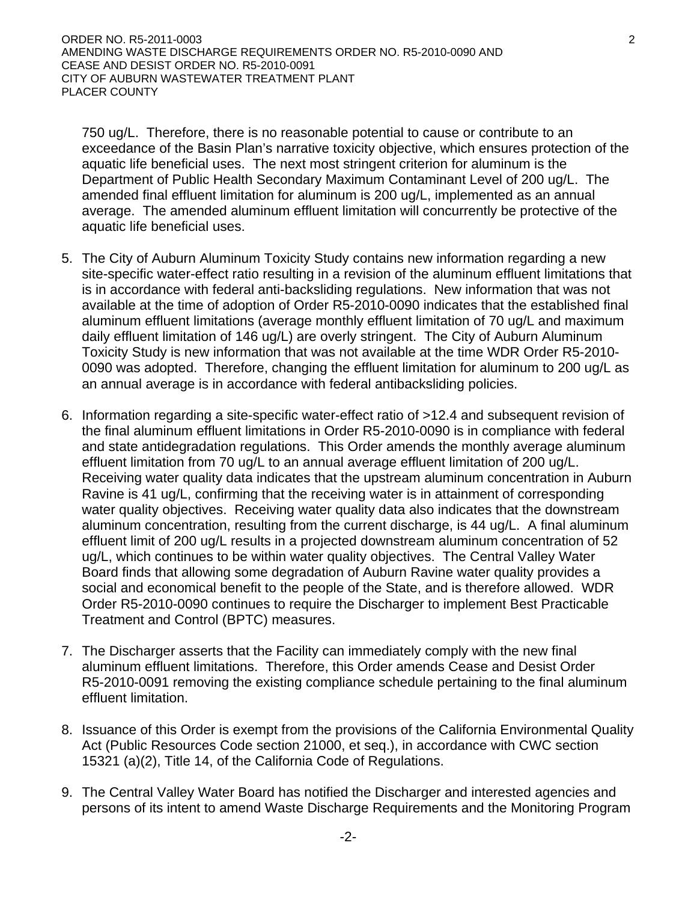750 ug/L. Therefore, there is no reasonable potential to cause or contribute to an exceedance of the Basin Plan's narrative toxicity objective, which ensures protection of the aquatic life beneficial uses. The next most stringent criterion for aluminum is the Department of Public Health Secondary Maximum Contaminant Level of 200 ug/L. The amended final effluent limitation for aluminum is 200 ug/L, implemented as an annual average. The amended aluminum effluent limitation will concurrently be protective of the aquatic life beneficial uses.

5. The City of Auburn Aluminum Toxicity Study contains new information regarding a new site-specific water-effect ratio resulting in a revision of the aluminum effluent limitations that is in accordance with federal anti-backsliding regulations. New information that was not available at the time of adoption of Order R5-2010-0090 indicates that the established final aluminum effluent limitations (average monthly effluent limitation of 70 ug/L and maximum daily effluent limitation of 146 ug/L) are overly stringent. The City of Auburn Aluminum Toxicity Study is new information that was not available at the time WDR Order R5-2010-0090 was adopted. Therefore, changing the effluent limitation for aluminum to 200 ug/L as an annual average is in accordance with federal antibacksliding policies.

6. Information regarding a site-specific water-effect ratio of >12.4 and subsequent revision of the final aluminum effluent limitations in Order R5-2010-0090 is in compliance with federal and state antidegradation regulations. This Order amends the monthly average aluminum effluent limitation from 70 ug/L to an annual average effluent limitation of 200 ug/L. Receiving water quality data indicates that the upstream aluminum concentration in Auburn Ravine is 41 ug/L, confirming that the receiving water is in attainment of corresponding water quality objectives. Receiving water quality data also indicates that the downstream aluminum concentration, resulting from the current discharge, is 44 ug/L. A final aluminum effluent limit of 200 ug/L results in a projected downstream aluminum concentration of 52 ug/L, which continues to be within water quality objectives. The Central Valley Water Board finds that allowing some degradation of Auburn Ravine water quality provides a social and economical benefit to the people of the State, and is therefore allowed. WDR Order R5-2010-0090 continues to require the Discharger to implement Best Practicable Treatment and Control (BPTC) measures.

7. The Discharger asserts that the Facility can immediately comply with the new final aluminum effluent limitations. Therefore, this Order amends Cease and Desist Order R5-2010-0091 removing the existing compliance schedule pertaining to the final aluminum effluent limitation.

8. Issuance of this Order is exempt from the provisions of the California Environmental Quality Act (Public Resources Code section 21000, et seq.), in accordance with CWC section 15321 (a)(2), Title 14, of the California Code of Regulations.

9. The Central Valley Water Board has notified the Discharger and interested agencies and persons of its intent to amend Waste Discharge Requirements and the Monitoring Program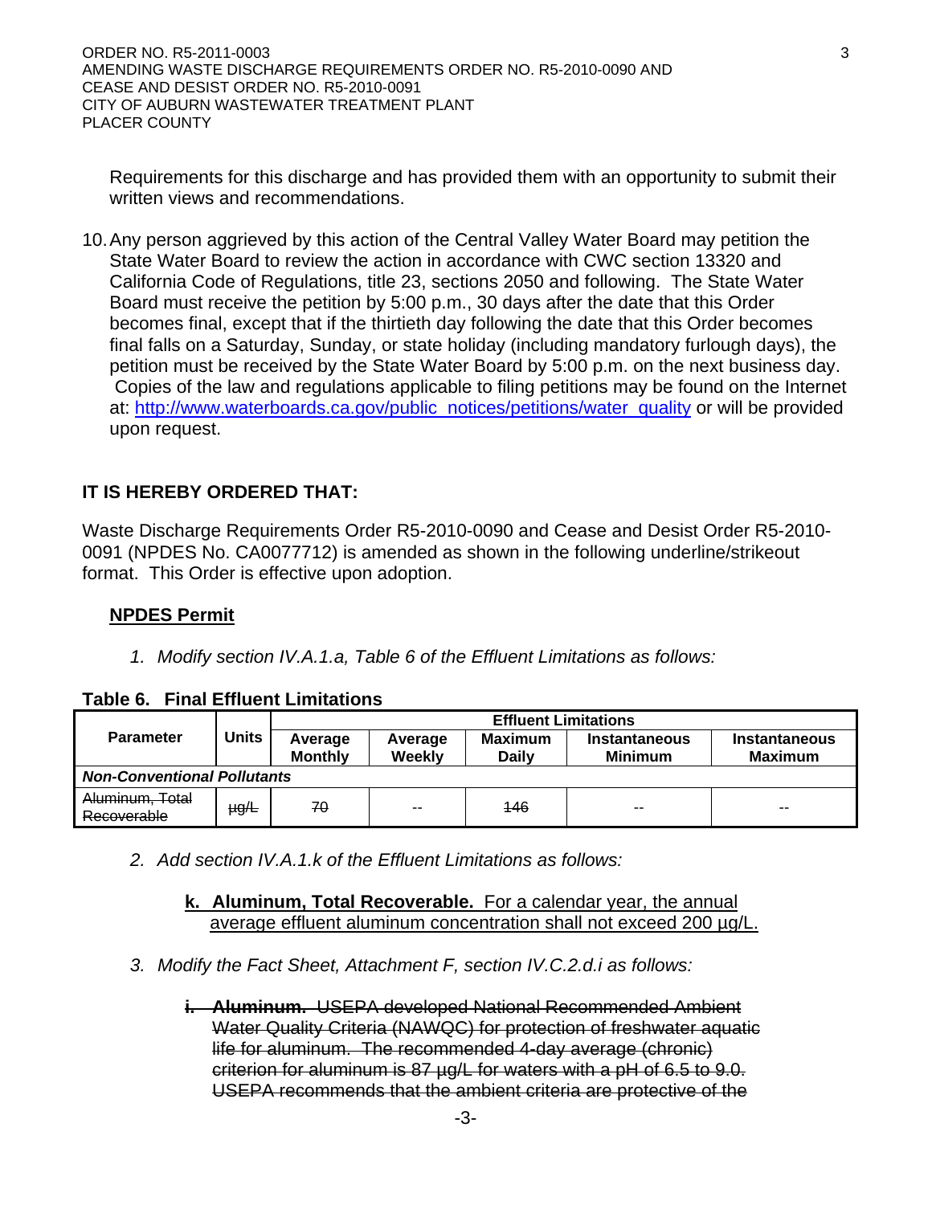Requirements for this discharge and has provided them with an opportunity to submit their written views and recommendations.

10. Any person aggrieved by this action of the Central Valley Water Board may petition the State Water Board to review the action in accordance with CWC section 13320 and California Code of Regulations, title 23, sections 2050 and following. The State Water Board must receive the petition by 5:00 p.m., 30 days after the date that this Order becomes final, except that if the thirtieth day following the date that this Order becomes final falls on a Saturday, Sunday, or state holiday (including mandatory furlough days), the petition must be received by the State Water Board by 5:00 p.m. on the next business day. Copies of the law and regulations applicable to filing petitions may be found on the Internet at: http://www.waterboards.ca.gov/public_notices/petitions/water_quality or will be provided upon request.

**IT IS HEREBY ORDERED THAT:**

Waste Discharge Requirements Order R5-2010-0090 and Cease and Desist Order R5-2010-0091 (NPDES No. CA0077712) is amended as shown in the following underline/strikeout format. This Order is effective upon adoption.

**<u>NPDES Permit</u>**

1. *Modify section IV.A.1.a, Table 6 of the Effluent Limitations as follows:*

**Table 6. Final Effluent Limitations**

| Parameter | Units | Effluent Limitations | | | | |
|---|---|---|---|---|---|---|
| | | Average Monthly | Average Weekly | Maximum Daily | Instantaneous Minimum | Instantaneous Maximum |
| ***Non-Conventional Pollutants*** | | | | | | |
| ~~Aluminum, Total Recoverable~~ | ~~µg/L~~ | ~~70~~ | -- | ~~146~~ | -- | -- |

2. *Add section IV.A.1.k of the Effluent Limitations as follows:*

   <u>**k. Aluminum, Total Recoverable.** For a calendar year, the annual average effluent aluminum concentration shall not exceed 200 µg/L.</u>

3. *Modify the Fact Sheet, Attachment F, section IV.C.2.d.i as follows:*

   ~~**i. Aluminum.** USEPA developed National Recommended Ambient Water Quality Criteria (NAWQC) for protection of freshwater aquatic life for aluminum. The recommended 4-day average (chronic) criterion for aluminum is 87 µg/L for waters with a pH of 6.5 to 9.0. USEPA recommends that the ambient criteria are protective of the~~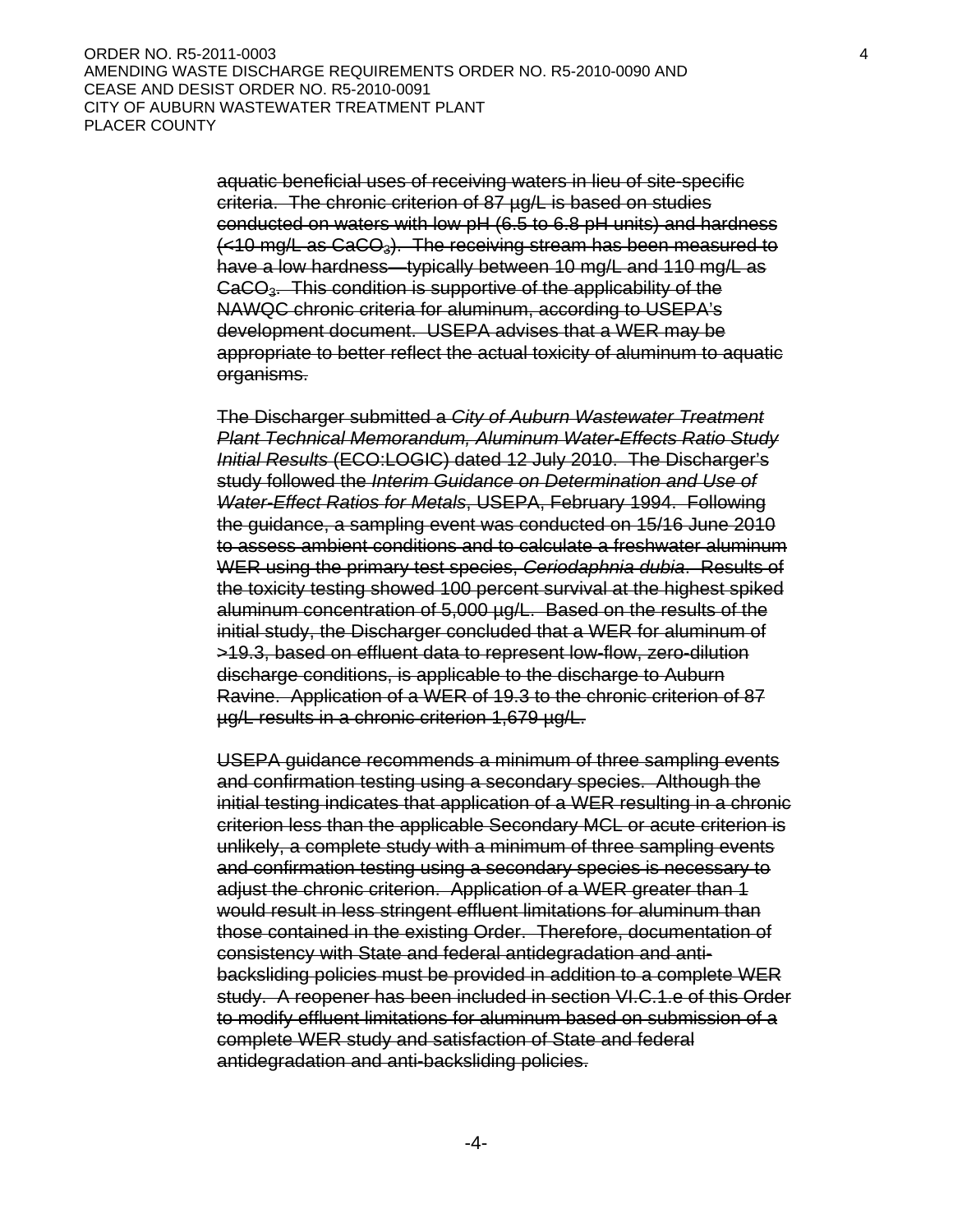~~aquatic beneficial uses of receiving waters in lieu of site-specific criteria. The chronic criterion of 87 µg/L is based on studies conducted on waters with low pH (6.5 to 6.8 pH units) and hardness (<10 mg/L as $CaCO_3$). The receiving stream has been measured to have a low hardness—typically between 10 mg/L and 110 mg/L as $CaCO_3$. This condition is supportive of the applicability of the NAWQC chronic criteria for aluminum, according to USEPA's development document. USEPA advises that a WER may be appropriate to better reflect the actual toxicity of aluminum to aquatic organisms.~~

~~The Discharger submitted a *City of Auburn Wastewater Treatment Plant Technical Memorandum, Aluminum Water-Effects Ratio Study Initial Results* (ECO:LOGIC) dated 12 July 2010. The Discharger's study followed the *Interim Guidance on Determination and Use of Water-Effect Ratios for Metals*, USEPA, February 1994. Following the guidance, a sampling event was conducted on 15/16 June 2010 to assess ambient conditions and to calculate a freshwater aluminum WER using the primary test species, *Ceriodaphnia dubia*. Results of the toxicity testing showed 100 percent survival at the highest spiked aluminum concentration of 5,000 µg/L. Based on the results of the initial study, the Discharger concluded that a WER for aluminum of >19.3, based on effluent data to represent low-flow, zero-dilution discharge conditions, is applicable to the discharge to Auburn Ravine. Application of a WER of 19.3 to the chronic criterion of 87 µg/L results in a chronic criterion 1,679 µg/L.~~

~~USEPA guidance recommends a minimum of three sampling events and confirmation testing using a secondary species. Although the initial testing indicates that application of a WER resulting in a chronic criterion less than the applicable Secondary MCL or acute criterion is unlikely, a complete study with a minimum of three sampling events and confirmation testing using a secondary species is necessary to adjust the chronic criterion. Application of a WER greater than 1 would result in less stringent effluent limitations for aluminum than those contained in the existing Order. Therefore, documentation of consistency with State and federal antidegradation and anti-backsliding policies must be provided in addition to a complete WER study. A reopener has been included in section VI.C.1.e of this Order to modify effluent limitations for aluminum based on submission of a complete WER study and satisfaction of State and federal antidegradation and anti-backsliding policies.~~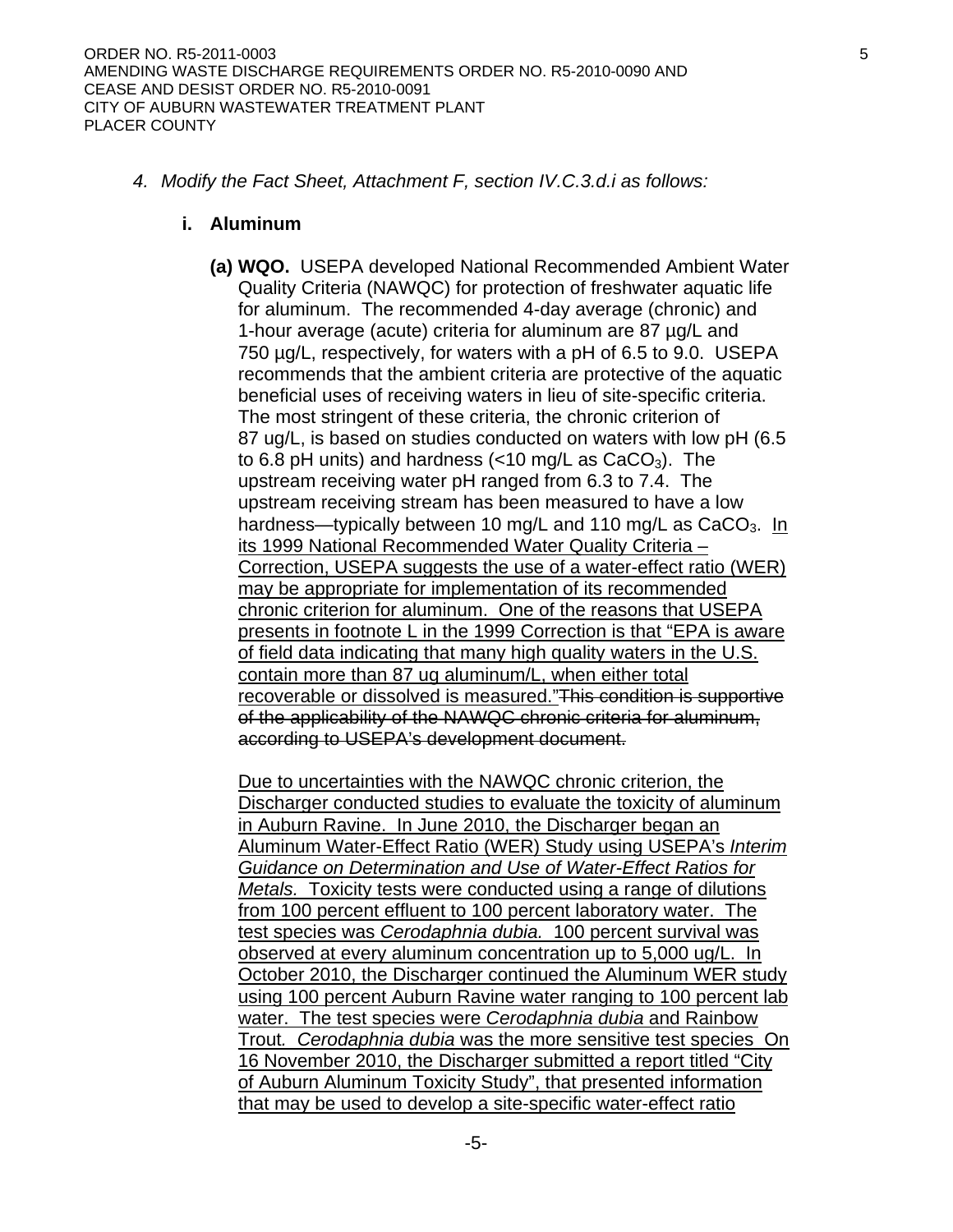*4. Modify the Fact Sheet, Attachment F, section IV.C.3.d.i as follows:*

**i. Aluminum**

**(a) WQO.** USEPA developed National Recommended Ambient Water Quality Criteria (NAWQC) for protection of freshwater aquatic life for aluminum. The recommended 4-day average (chronic) and 1-hour average (acute) criteria for aluminum are 87 µg/L and 750 µg/L, respectively, for waters with a pH of 6.5 to 9.0. USEPA recommends that the ambient criteria are protective of the aquatic beneficial uses of receiving waters in lieu of site-specific criteria. The most stringent of these criteria, the chronic criterion of 87 ug/L, is based on studies conducted on waters with low pH (6.5 to 6.8 pH units) and hardness (<10 mg/L as $CaCO_3$). The upstream receiving water pH ranged from 6.3 to 7.4. The upstream receiving stream has been measured to have a low hardness—typically between 10 mg/L and 110 mg/L as $CaCO_3$. <u>In its 1999 National Recommended Water Quality Criteria – Correction, USEPA suggests the use of a water-effect ratio (WER) may be appropriate for implementation of its recommended chronic criterion for aluminum. One of the reasons that USEPA presents in footnote L in the 1999 Correction is that "EPA is aware of field data indicating that many high quality waters in the U.S. contain more than 87 ug aluminum/L, when either total recoverable or dissolved is measured."</u>~~This condition is supportive of the applicability of the NAWQC chronic criteria for aluminum, according to USEPA's development document.~~

<u>Due to uncertainties with the NAWQC chronic criterion, the Discharger conducted studies to evaluate the toxicity of aluminum in Auburn Ravine. In June 2010, the Discharger began an Aluminum Water-Effect Ratio (WER) Study using USEPA's *Interim Guidance on Determination and Use of Water-Effect Ratios for Metals.* Toxicity tests were conducted using a range of dilutions from 100 percent effluent to 100 percent laboratory water. The test species was *Cerodaphnia dubia.* 100 percent survival was observed at every aluminum concentration up to 5,000 ug/L. In October 2010, the Discharger continued the Aluminum WER study using 100 percent Auburn Ravine water ranging to 100 percent lab water. The test species were *Cerodaphnia dubia* and Rainbow Trout. *Cerodaphnia dubia* was the more sensitive test species On 16 November 2010, the Discharger submitted a report titled "City of Auburn Aluminum Toxicity Study", that presented information that may be used to develop a site-specific water-effect ratio</u>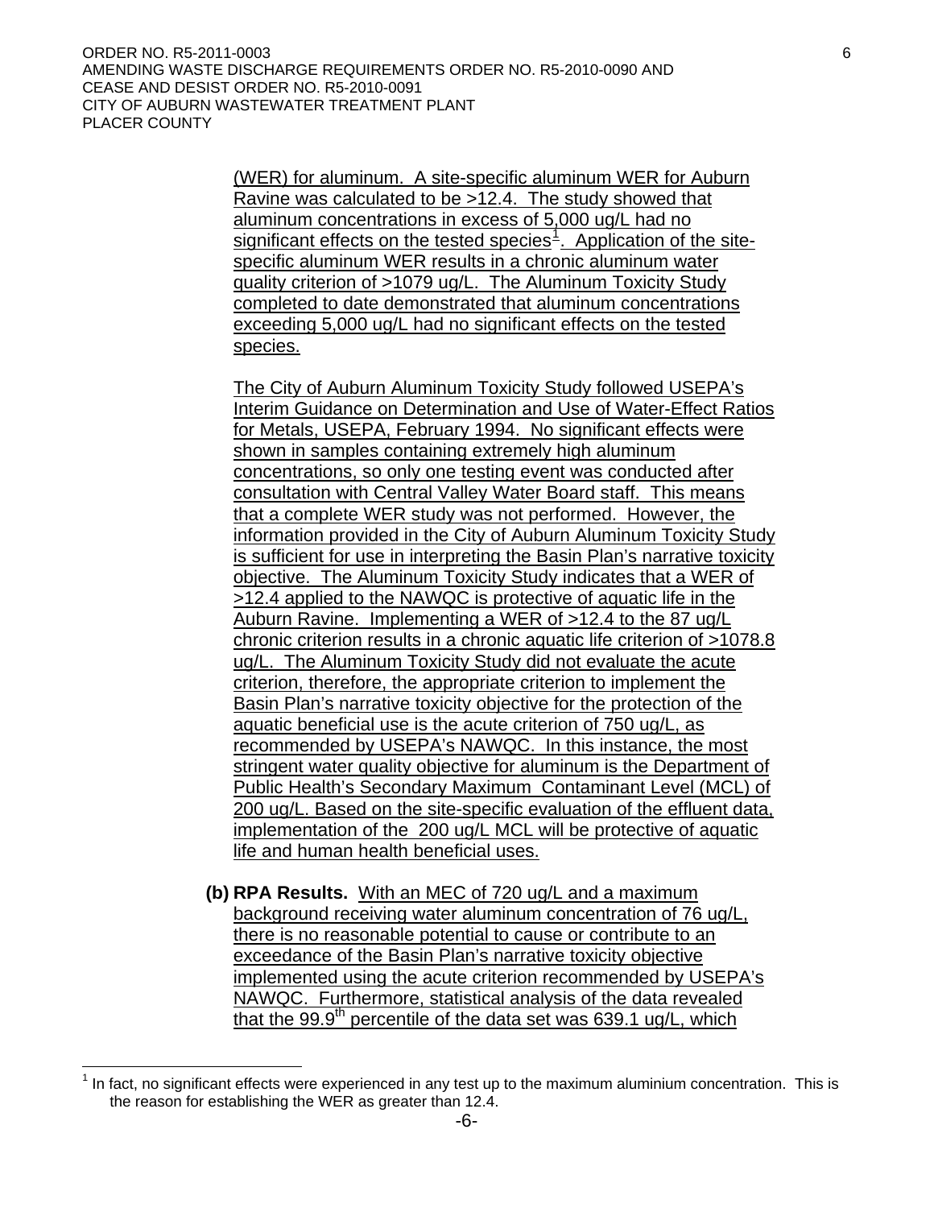(WER) for aluminum. A site-specific aluminum WER for Auburn Ravine was calculated to be >12.4. The study showed that aluminum concentrations in excess of 5,000 ug/L had no significant effects on the tested species[1]. Application of the site-specific aluminum WER results in a chronic aluminum water quality criterion of >1079 ug/L. The Aluminum Toxicity Study completed to date demonstrated that aluminum concentrations exceeding 5,000 ug/L had no significant effects on the tested species.

The City of Auburn Aluminum Toxicity Study followed USEPA's Interim Guidance on Determination and Use of Water-Effect Ratios for Metals, USEPA, February 1994. No significant effects were shown in samples containing extremely high aluminum concentrations, so only one testing event was conducted after consultation with Central Valley Water Board staff. This means that a complete WER study was not performed. However, the information provided in the City of Auburn Aluminum Toxicity Study is sufficient for use in interpreting the Basin Plan's narrative toxicity objective. The Aluminum Toxicity Study indicates that a WER of >12.4 applied to the NAWQC is protective of aquatic life in the Auburn Ravine. Implementing a WER of >12.4 to the 87 ug/L chronic criterion results in a chronic aquatic life criterion of >1078.8 ug/L. The Aluminum Toxicity Study did not evaluate the acute criterion, therefore, the appropriate criterion to implement the Basin Plan's narrative toxicity objective for the protection of the aquatic beneficial use is the acute criterion of 750 ug/L, as recommended by USEPA's NAWQC. In this instance, the most stringent water quality objective for aluminum is the Department of Public Health's Secondary Maximum Contaminant Level (MCL) of 200 ug/L. Based on the site-specific evaluation of the effluent data, implementation of the 200 ug/L MCL will be protective of aquatic life and human health beneficial uses.

**(b) RPA Results.** With an MEC of 720 ug/L and a maximum background receiving water aluminum concentration of 76 ug/L, there is no reasonable potential to cause or contribute to an exceedance of the Basin Plan's narrative toxicity objective implemented using the acute criterion recommended by USEPA's NAWQC. Furthermore, statistical analysis of the data revealed that the 99.9$^{th}$ percentile of the data set was 639.1 ug/L, which

---

[1] In fact, no significant effects were experienced in any test up to the maximum aluminium concentration. This is the reason for establishing the WER as greater than 12.4.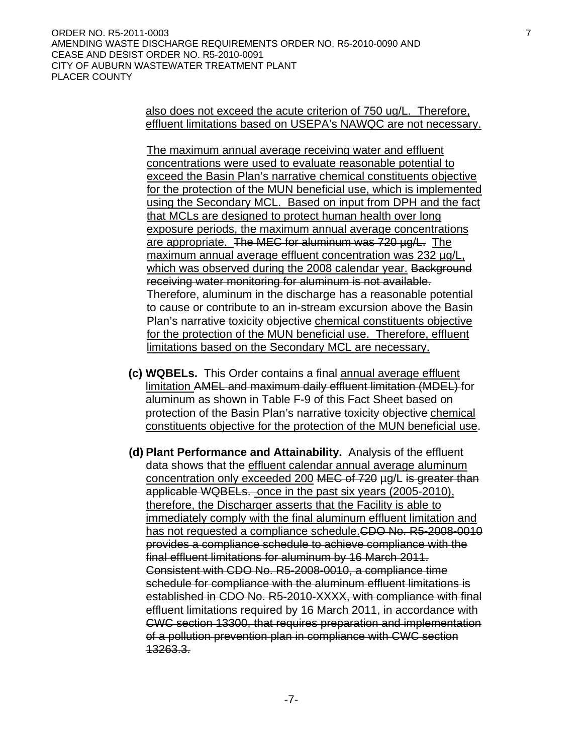also does not exceed the acute criterion of 750 ug/L. Therefore, effluent limitations based on USEPA's NAWQC are not necessary.

The maximum annual average receiving water and effluent concentrations were used to evaluate reasonable potential to exceed the Basin Plan's narrative chemical constituents objective for the protection of the MUN beneficial use, which is implemented using the Secondary MCL. Based on input from DPH and the fact that MCLs are designed to protect human health over long exposure periods, the maximum annual average concentrations are appropriate. ~~The MEC for aluminum was 720 µg/L.~~ The maximum annual average effluent concentration was 232 µg/L, which was observed during the 2008 calendar year. ~~Background receiving water monitoring for aluminum is not available.~~ Therefore, aluminum in the discharge has a reasonable potential to cause or contribute to an in-stream excursion above the Basin Plan's narrative ~~toxicity objective~~ chemical constituents objective for the protection of the MUN beneficial use. Therefore, effluent limitations based on the Secondary MCL are necessary.

**(c) WQBELs.** This Order contains a final annual average effluent limitation ~~AMEL and maximum daily effluent limitation (MDEL)~~ for aluminum as shown in Table F-9 of this Fact Sheet based on protection of the Basin Plan's narrative ~~toxicity objective~~ chemical constituents objective for the protection of the MUN beneficial use.

**(d) Plant Performance and Attainability.** Analysis of the effluent data shows that the effluent calendar annual average aluminum concentration only exceeded 200 ~~MEC of 720~~ µg/L ~~is greater than applicable WQBELs.~~ once in the past six years (2005-2010), therefore, the Discharger asserts that the Facility is able to immediately comply with the final aluminum effluent limitation and has not requested a compliance schedule.~~CDO No. R5-2008-0010 provides a compliance schedule to achieve compliance with the final effluent limitations for aluminum by 16 March 2011. Consistent with CDO No. R5-2008-0010, a compliance time schedule for compliance with the aluminum effluent limitations is established in CDO No. R5-2010-XXXX, with compliance with final effluent limitations required by 16 March 2011, in accordance with CWC section 13300, that requires preparation and implementation of a pollution prevention plan in compliance with CWC section 13263.3.~~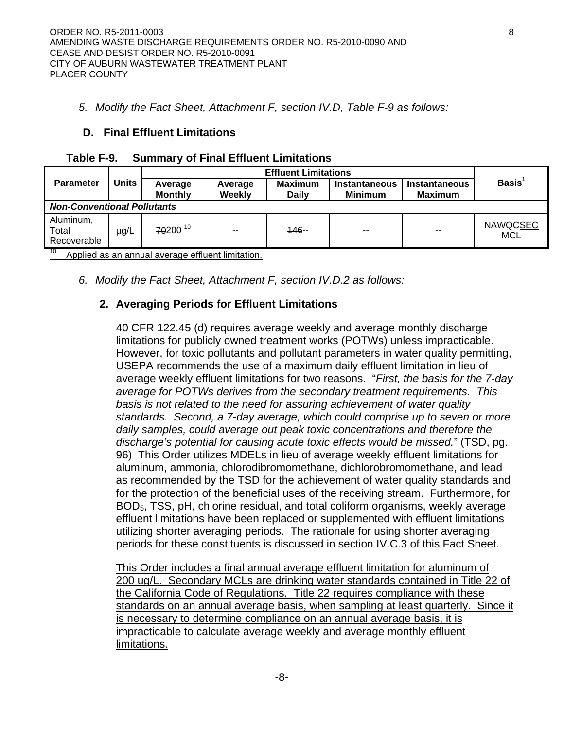*5. Modify the Fact Sheet, Attachment F, section IV.D, Table F-9 as follows:*

### D. Final Effluent Limitations

**Table F-9. Summary of Final Effluent Limitations**

| Parameter | Units | Effluent Limitations | | | | | Basis[1] |
|---|---|---|---|---|---|---|---|
| | | Average Monthly | Average Weekly | Maximum Daily | Instantaneous Minimum | Instantaneous Maximum | |
| ***Non-Conventional Pollutants*** | | | | | | | |
| Aluminum, Total Recoverable | µg/L | ~~70~~<u>200</u>[10] | -- | ~~146~~<u>--</u> | -- | -- | ~~NAWQC~~<u>SEC MCL</u> |

[10] <u>Applied as an annual average effluent limitation.</u>

*6. Modify the Fact Sheet, Attachment F, section IV.D.2 as follows:*

#### 2. Averaging Periods for Effluent Limitations

40 CFR 122.45 (d) requires average weekly and average monthly discharge limitations for publicly owned treatment works (POTWs) unless impracticable. However, for toxic pollutants and pollutant parameters in water quality permitting, USEPA recommends the use of a maximum daily effluent limitation in lieu of average weekly effluent limitations for two reasons. "*First, the basis for the 7-day average for POTWs derives from the secondary treatment requirements. This basis is not related to the need for assuring achievement of water quality standards. Second, a 7-day average, which could comprise up to seven or more daily samples, could average out peak toxic concentrations and therefore the discharge's potential for causing acute toxic effects would be missed.*" (TSD, pg. 96) This Order utilizes MDELs in lieu of average weekly effluent limitations for ~~aluminum,~~ ammonia, chlorodibromomethane, dichlorobromomethane, and lead as recommended by the TSD for the achievement of water quality standards and for the protection of the beneficial uses of the receiving stream. Furthermore, for $BOD_5$, TSS, pH, chlorine residual, and total coliform organisms, weekly average effluent limitations have been replaced or supplemented with effluent limitations utilizing shorter averaging periods. The rationale for using shorter averaging periods for these constituents is discussed in section IV.C.3 of this Fact Sheet.

<u>This Order includes a final annual average effluent limitation for aluminum of 200 ug/L. Secondary MCLs are drinking water standards contained in Title 22 of the California Code of Regulations. Title 22 requires compliance with these standards on an annual average basis, when sampling at least quarterly. Since it is necessary to determine compliance on an annual average basis, it is impracticable to calculate average weekly and average monthly effluent limitations.</u>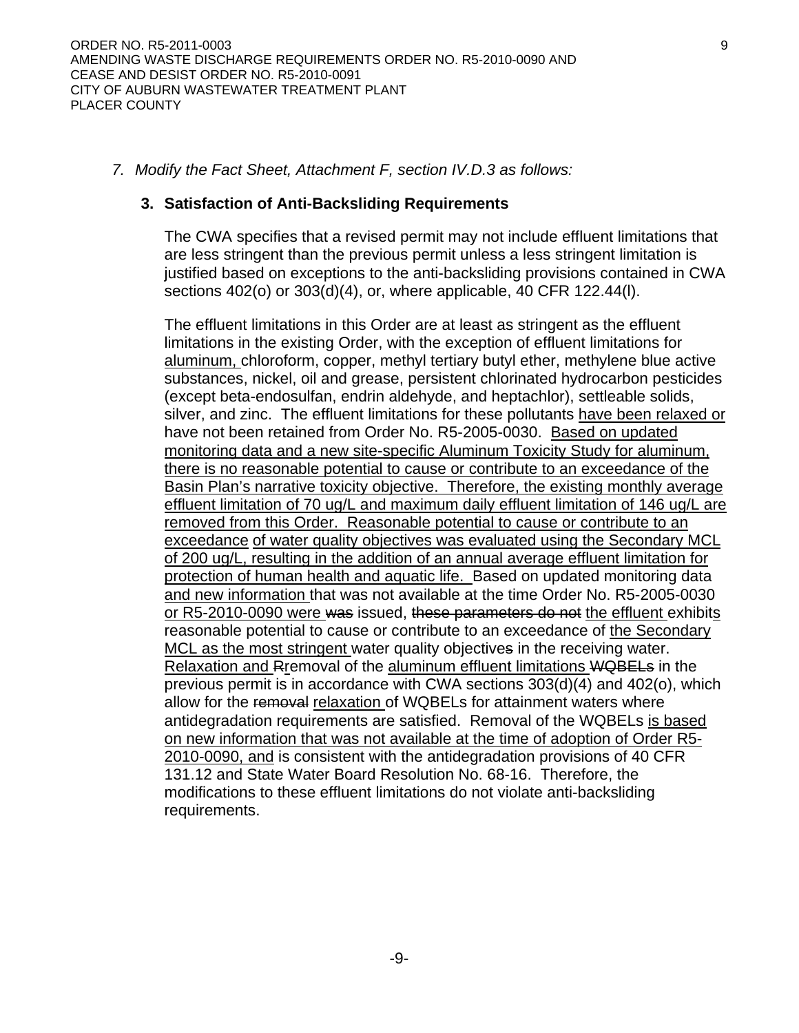*7. Modify the Fact Sheet, Attachment F, section IV.D.3 as follows:*

**3. Satisfaction of Anti-Backsliding Requirements**

The CWA specifies that a revised permit may not include effluent limitations that are less stringent than the previous permit unless a less stringent limitation is justified based on exceptions to the anti-backsliding provisions contained in CWA sections 402(o) or 303(d)(4), or, where applicable, 40 CFR 122.44(l).

The effluent limitations in this Order are at least as stringent as the effluent limitations in the existing Order, with the exception of effluent limitations for <u>aluminum,</u> chloroform, copper, methyl tertiary butyl ether, methylene blue active substances, nickel, oil and grease, persistent chlorinated hydrocarbon pesticides (except beta-endosulfan, endrin aldehyde, and heptachlor), settleable solids, silver, and zinc. The effluent limitations for these pollutants <u>have been relaxed or</u> have not been retained from Order No. R5-2005-0030. <u>Based on updated monitoring data and a new site-specific Aluminum Toxicity Study for aluminum, there is no reasonable potential to cause or contribute to an exceedance of the Basin Plan's narrative toxicity objective. Therefore, the existing monthly average effluent limitation of 70 ug/L and maximum daily effluent limitation of 146 ug/L are removed from this Order. Reasonable potential to cause or contribute to an exceedance of water quality objectives was evaluated using the Secondary MCL of 200 ug/L, resulting in the addition of an annual average effluent limitation for protection of human health and aquatic life.</u> Based on updated monitoring data <u>and new information</u> that was not available at the time Order No. R5-2005-0030 <u>or R5-2010-0090 were</u> ~~was~~ issued, ~~these parameters do not~~ <u>the effluent</u> exhibit<u>s</u> reasonable potential to cause or contribute to an exceedance of <u>the Secondary MCL as the most stringent</u> water quality objective~~s~~ in the receiving water. <u>Relaxation and</u> ~~R~~<u>r</u>emoval of the <u>aluminum effluent limitations</u> ~~WQBELs~~ in the previous permit is in accordance with CWA sections 303(d)(4) and 402(o), which allow for the ~~removal~~ <u>relaxation</u> of WQBELs for attainment waters where antidegradation requirements are satisfied. Removal of the WQBELs <u>is based on new information that was not available at the time of adoption of Order R5-2010-0090, and</u> is consistent with the antidegradation provisions of 40 CFR 131.12 and State Water Board Resolution No. 68-16. Therefore, the modifications to these effluent limitations do not violate anti-backsliding requirements.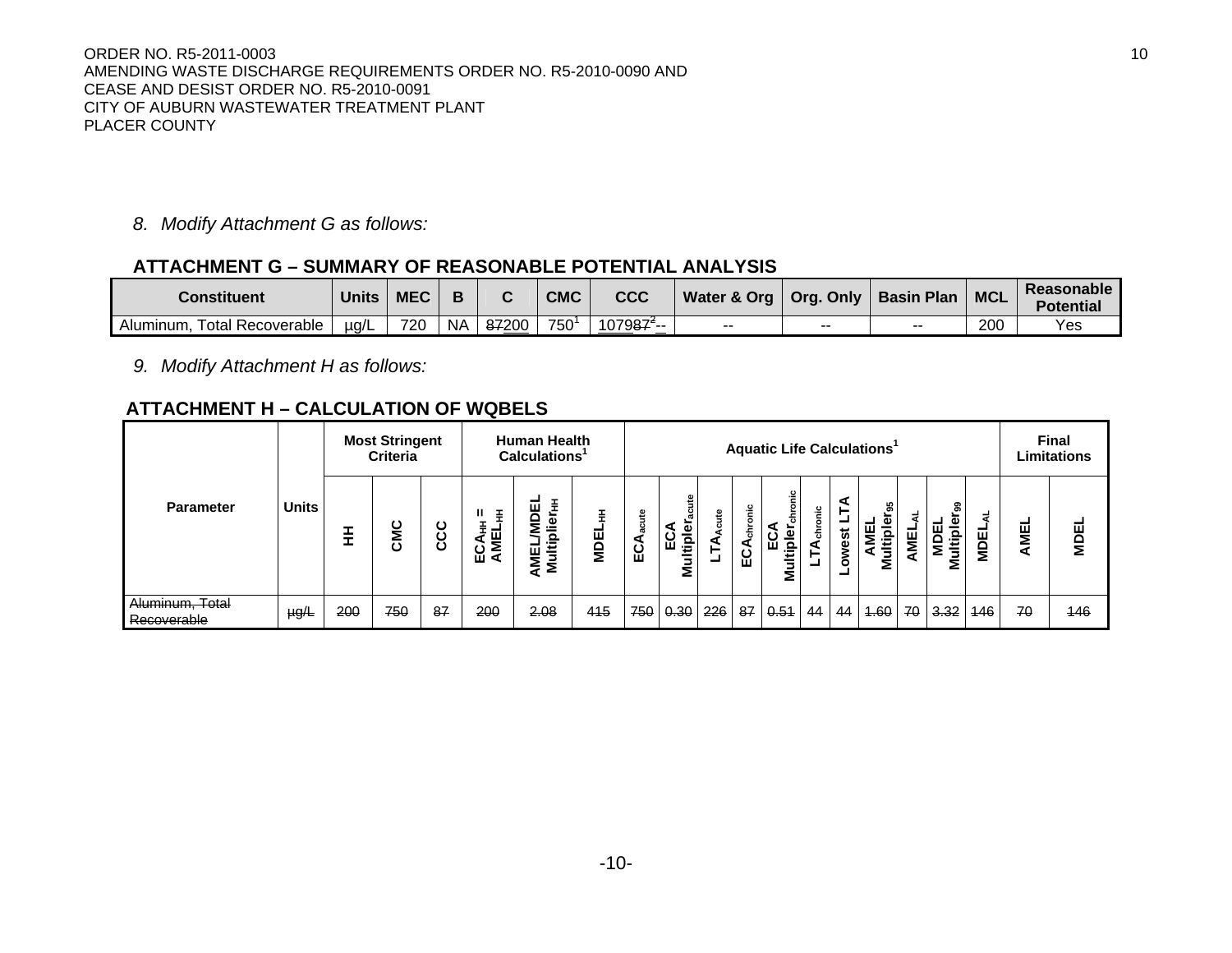*8. Modify Attachment G as follows:*

**ATTACHMENT G – SUMMARY OF REASONABLE POTENTIAL ANALYSIS**

| Constituent | Units | MEC | B | C | CMC | CCC | Water & Org | Org. Only | Basin Plan | MCL | Reasonable Potential |
|---|---|---|---|---|---|---|---|---|---|---|---|
| Aluminum, Total Recoverable | µg/L | 720 | NA | ~~87~~<u>200</u> | 750[1] | <u>1079</u>~~87[2]~~<u>--</u> | -- | -- | -- | 200 | Yes |

*9. Modify Attachment H as follows:*

**ATTACHMENT H – CALCULATION OF WQBELS**

| Parameter | Units | Most Stringent Criteria | | | Human Health Calculations[1] | | | Aquatic Life Calculations[1] | | | | | | | | | | | Final Limitations | |
|---|---|---|---|---|---|---|---|---|---|---|---|---|---|---|---|---|---|---|---|---|
| | | HH | CMC | CCC | $ECA_{HH}$ = $AMEL_{HH}$ | AMEL/MDEL $Multiplier_{HH}$ | $MDEL_{HH}$ | $ECA_{acute}$ | ECA $Multiplier_{acute}$ | $LTA_{Acute}$ | $ECA_{chronic}$ | ECA $Multiplier_{chronic}$ | $LTA_{chronic}$ | Lowest LTA | AMEL $Multiplier_{95}$ | $AMEL_{AL}$ | MDEL $Multiplier_{99}$ | $MDEL_{AL}$ | AMEL | MDEL |
| ~~Aluminum, Total Recoverable~~ | ~~µg/L~~ | ~~200~~ | ~~750~~ | ~~87~~ | ~~200~~ | ~~2.08~~ | ~~415~~ | ~~750~~ | ~~0.30~~ | ~~226~~ | ~~87~~ | ~~0.51~~ | 44 | 44 | ~~1.60~~ | ~~70~~ | ~~3.32~~ | ~~146~~ | ~~70~~ | ~~146~~ |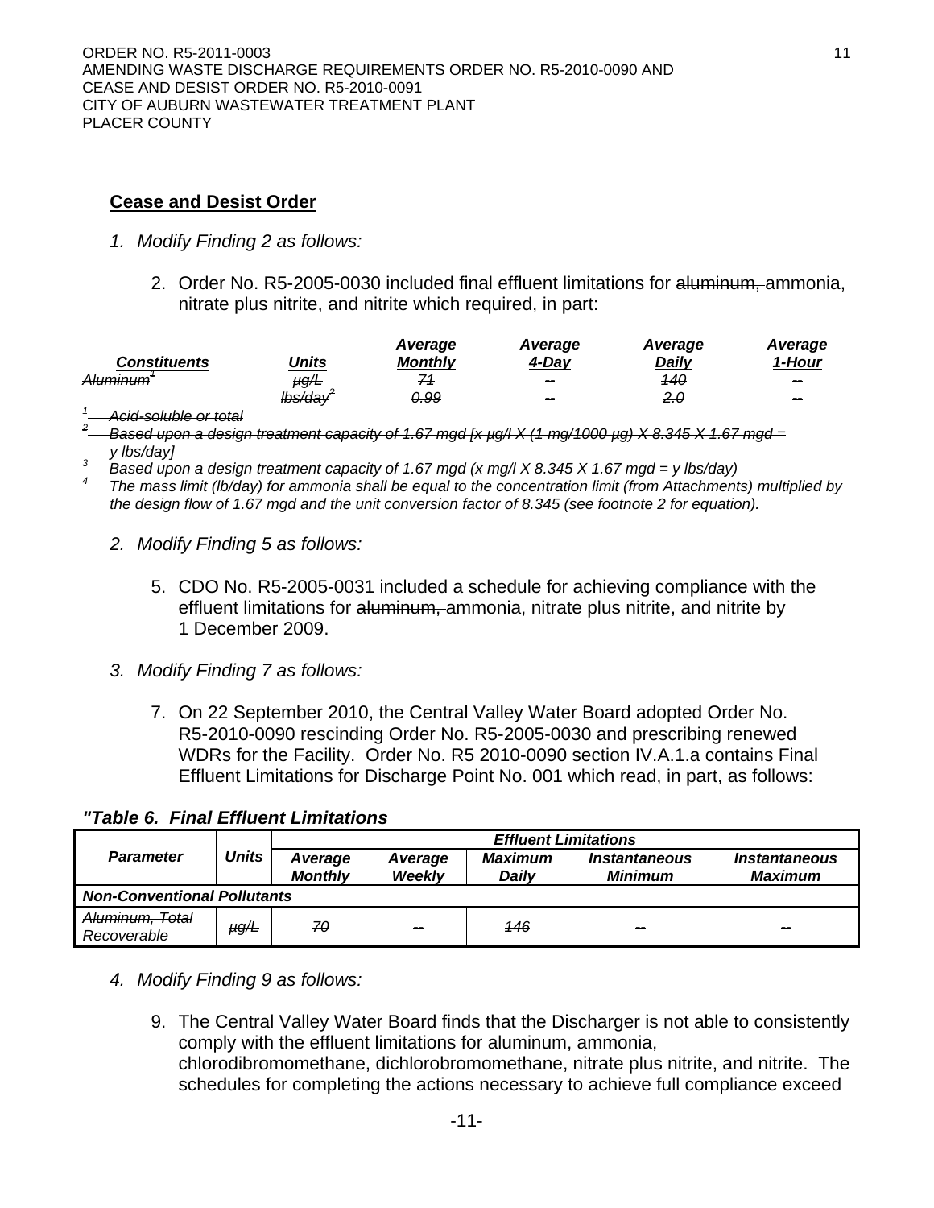**Cease and Desist Order**

1. *Modify Finding 2 as follows:*

   2. Order No. R5-2005-0030 included final effluent limitations for ~~aluminum,~~ ammonia, nitrate plus nitrite, and nitrite which required, in part:

| *Constituents* | *Units* | *Average Monthly* | *Average 4-Day* | *Average Daily* | *Average 1-Hour* |
|---|---|---|---|---|---|
| ~~*Aluminum*[1]~~ | ~~*µg/L*~~ | ~~*71*~~ | ~~*--*~~ | ~~*140*~~ | ~~*--*~~ |
| | ~~*lbs/day*[2]~~ | ~~*0.99*~~ | ~~*--*~~ | ~~*2.0*~~ | ~~*--*~~ |

~~*[1] Acid-soluble or total*~~

~~*[2] Based upon a design treatment capacity of 1.67 mgd [x µg/l X (1 mg/1000 µg) X 8.345 X 1.67 mgd = y lbs/day]*~~

*[3] Based upon a design treatment capacity of 1.67 mgd (x mg/l X 8.345 X 1.67 mgd = y lbs/day)*

*[4] The mass limit (lb/day) for ammonia shall be equal to the concentration limit (from Attachments) multiplied by the design flow of 1.67 mgd and the unit conversion factor of 8.345 (see footnote 2 for equation).*

2. *Modify Finding 5 as follows:*

   5. CDO No. R5-2005-0031 included a schedule for achieving compliance with the effluent limitations for ~~aluminum,~~ ammonia, nitrate plus nitrite, and nitrite by 1 December 2009.

3. *Modify Finding 7 as follows:*

   7. On 22 September 2010, the Central Valley Water Board adopted Order No. R5-2010-0090 rescinding Order No. R5-2005-0030 and prescribing renewed WDRs for the Facility. Order No. R5 2010-0090 section IV.A.1.a contains Final Effluent Limitations for Discharge Point No. 001 which read, in part, as follows:

*"Table 6. Final Effluent Limitations*

| *Parameter* | *Units* | *Effluent Limitations* | | | | |
|---|---|---|---|---|---|---|
| | | *Average Monthly* | *Average Weekly* | *Maximum Daily* | *Instantaneous Minimum* | *Instantaneous Maximum* |
| ***Non-Conventional Pollutants*** | | | | | | |
| ~~*Aluminum, Total Recoverable*~~ | ~~*µg/L*~~ | ~~*70*~~ | ~~*--*~~ | ~~*146*~~ | ~~*--*~~ | ~~*--*~~ |

4. *Modify Finding 9 as follows:*

   9. The Central Valley Water Board finds that the Discharger is not able to consistently comply with the effluent limitations for ~~aluminum,~~ ammonia, chlorodibromomethane, dichlorobromomethane, nitrate plus nitrite, and nitrite. The schedules for completing the actions necessary to achieve full compliance exceed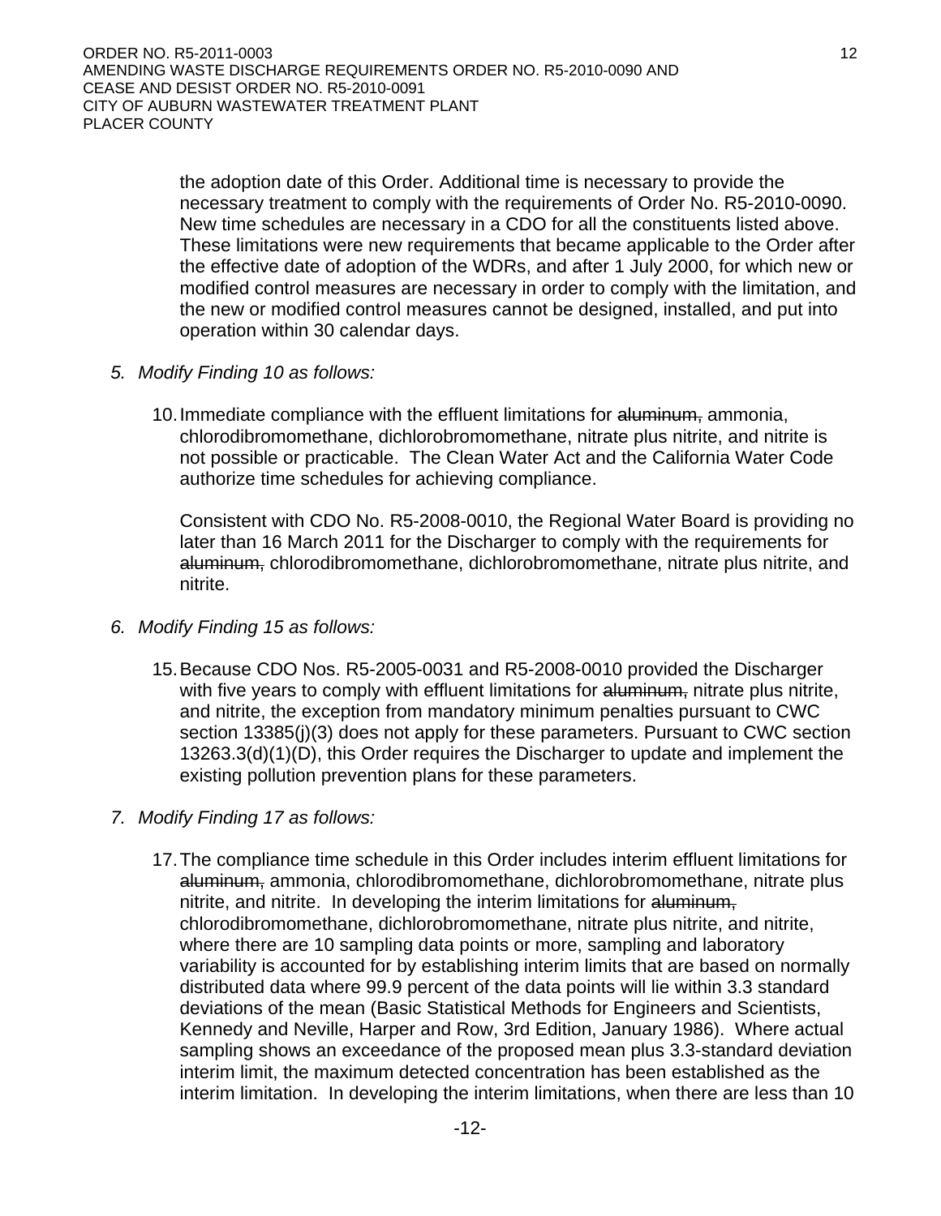the adoption date of this Order. Additional time is necessary to provide the necessary treatment to comply with the requirements of Order No. R5-2010-0090. New time schedules are necessary in a CDO for all the constituents listed above. These limitations were new requirements that became applicable to the Order after the effective date of adoption of the WDRs, and after 1 July 2000, for which new or modified control measures are necessary in order to comply with the limitation, and the new or modified control measures cannot be designed, installed, and put into operation within 30 calendar days.

5. *Modify Finding 10 as follows:*

   10. Immediate compliance with the effluent limitations for ~~aluminum,~~ ammonia, chlorodibromomethane, dichlorobromomethane, nitrate plus nitrite, and nitrite is not possible or practicable. The Clean Water Act and the California Water Code authorize time schedules for achieving compliance.

   Consistent with CDO No. R5-2008-0010, the Regional Water Board is providing no later than 16 March 2011 for the Discharger to comply with the requirements for ~~aluminum,~~ chlorodibromomethane, dichlorobromomethane, nitrate plus nitrite, and nitrite.

6. *Modify Finding 15 as follows:*

   15. Because CDO Nos. R5-2005-0031 and R5-2008-0010 provided the Discharger with five years to comply with effluent limitations for ~~aluminum,~~ nitrate plus nitrite, and nitrite, the exception from mandatory minimum penalties pursuant to CWC section 13385(j)(3) does not apply for these parameters. Pursuant to CWC section 13263.3(d)(1)(D), this Order requires the Discharger to update and implement the existing pollution prevention plans for these parameters.

7. *Modify Finding 17 as follows:*

   17. The compliance time schedule in this Order includes interim effluent limitations for ~~aluminum,~~ ammonia, chlorodibromomethane, dichlorobromomethane, nitrate plus nitrite, and nitrite. In developing the interim limitations for ~~aluminum,~~ chlorodibromomethane, dichlorobromomethane, nitrate plus nitrite, and nitrite, where there are 10 sampling data points or more, sampling and laboratory variability is accounted for by establishing interim limits that are based on normally distributed data where 99.9 percent of the data points will lie within 3.3 standard deviations of the mean (Basic Statistical Methods for Engineers and Scientists, Kennedy and Neville, Harper and Row, 3rd Edition, January 1986). Where actual sampling shows an exceedance of the proposed mean plus 3.3-standard deviation interim limit, the maximum detected concentration has been established as the interim limitation. In developing the interim limitations, when there are less than 10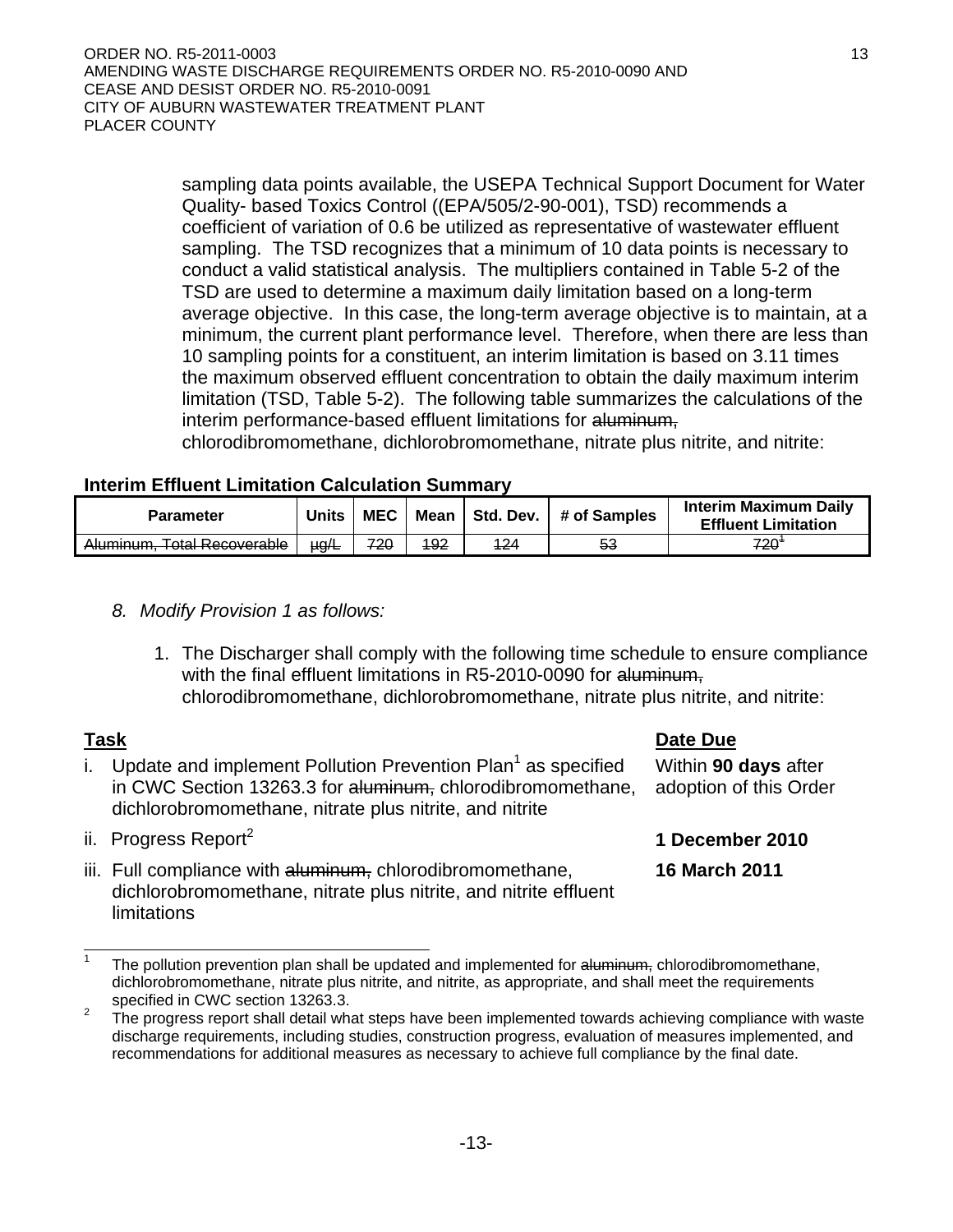sampling data points available, the USEPA Technical Support Document for Water Quality- based Toxics Control ((EPA/505/2-90-001), TSD) recommends a coefficient of variation of 0.6 be utilized as representative of wastewater effluent sampling. The TSD recognizes that a minimum of 10 data points is necessary to conduct a valid statistical analysis. The multipliers contained in Table 5-2 of the TSD are used to determine a maximum daily limitation based on a long-term average objective. In this case, the long-term average objective is to maintain, at a minimum, the current plant performance level. Therefore, when there are less than 10 sampling points for a constituent, an interim limitation is based on 3.11 times the maximum observed effluent concentration to obtain the daily maximum interim limitation (TSD, Table 5-2). The following table summarizes the calculations of the interim performance-based effluent limitations for ~~aluminum,~~ chlorodibromomethane, dichlorobromomethane, nitrate plus nitrite, and nitrite:

**Interim Effluent Limitation Calculation Summary**

| Parameter | Units | MEC | Mean | Std. Dev. | # of Samples | Interim Maximum Daily Effluent Limitation |
|---|---|---|---|---|---|---|
| ~~Aluminum, Total Recoverable~~ | ~~µg/L~~ | ~~720~~ | ~~192~~ | ~~124~~ | ~~53~~ | ~~720[1]~~ |

*8. Modify Provision 1 as follows:*

1. The Discharger shall comply with the following time schedule to ensure compliance with the final effluent limitations in R5-2010-0090 for ~~aluminum,~~ chlorodibromomethane, dichlorobromomethane, nitrate plus nitrite, and nitrite:

| **Task** | **Date Due** |
|---|---|
| i. Update and implement Pollution Prevention Plan[1] as specified in CWC Section 13263.3 for ~~aluminum,~~ chlorodibromomethane, dichlorobromomethane, nitrate plus nitrite, and nitrite | Within **90 days** after adoption of this Order |
| ii. Progress Report[2] | **1 December 2010** |
| iii. Full compliance with ~~aluminum,~~ chlorodibromomethane, dichlorobromomethane, nitrate plus nitrite, and nitrite effluent limitations | **16 March 2011** |

---

[1] The pollution prevention plan shall be updated and implemented for ~~aluminum,~~ chlorodibromomethane, dichlorobromomethane, nitrate plus nitrite, and nitrite, as appropriate, and shall meet the requirements specified in CWC section 13263.3.

[2] The progress report shall detail what steps have been implemented towards achieving compliance with waste discharge requirements, including studies, construction progress, evaluation of measures implemented, and recommendations for additional measures as necessary to achieve full compliance by the final date.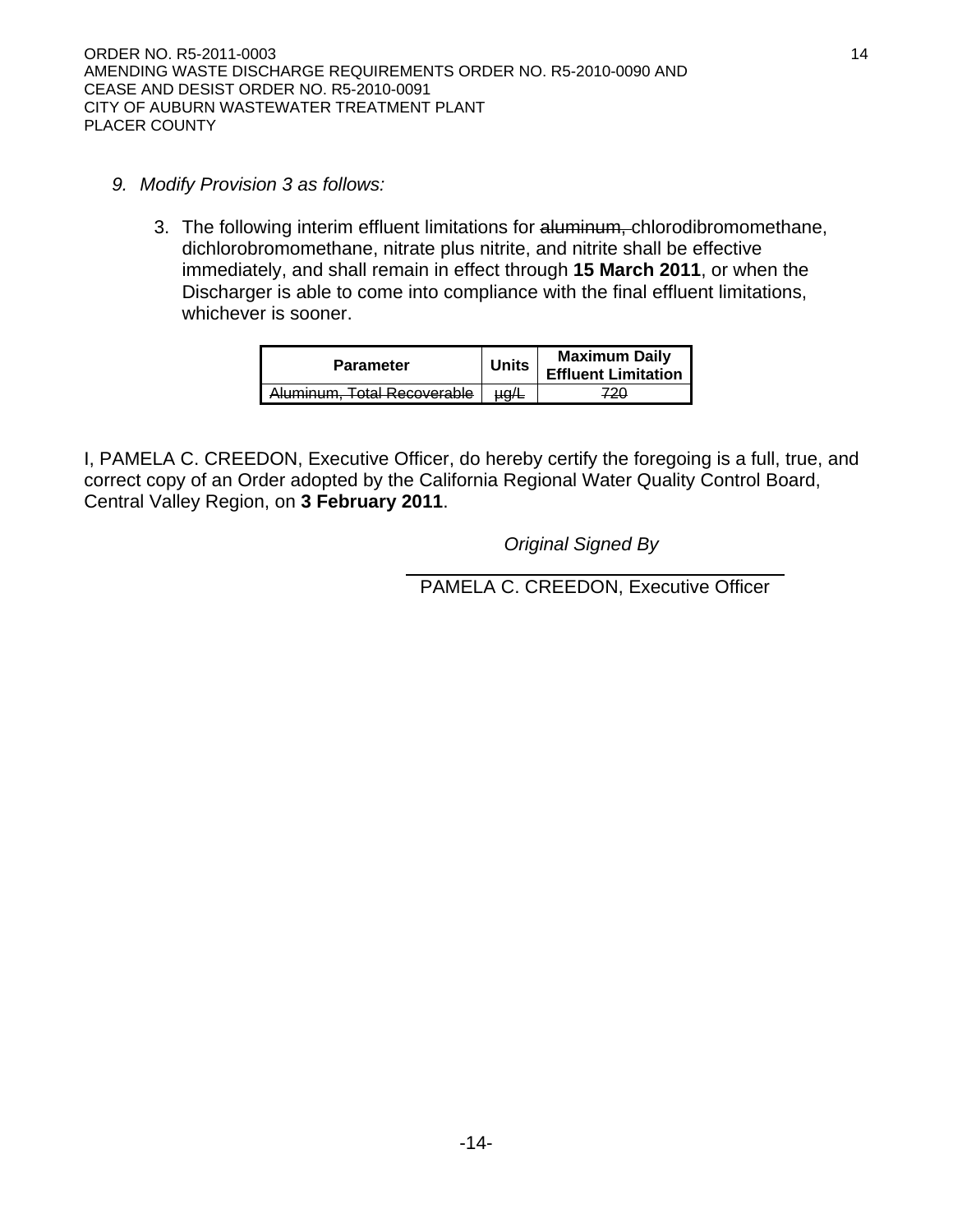9. *Modify Provision 3 as follows:*

   3. The following interim effluent limitations for ~~aluminum,~~ chlorodibromomethane, dichlorobromomethane, nitrate plus nitrite, and nitrite shall be effective immediately, and shall remain in effect through **15 March 2011**, or when the Discharger is able to come into compliance with the final effluent limitations, whichever is sooner.

| Parameter | Units | Maximum Daily Effluent Limitation |
|---|---|---|
| ~~Aluminum, Total Recoverable~~ | ~~µg/L~~ | ~~720~~ |

I, PAMELA C. CREEDON, Executive Officer, do hereby certify the foregoing is a full, true, and correct copy of an Order adopted by the California Regional Water Quality Control Board, Central Valley Region, on **3 February 2011**.

*Original Signed By*

PAMELA C. CREEDON, Executive Officer